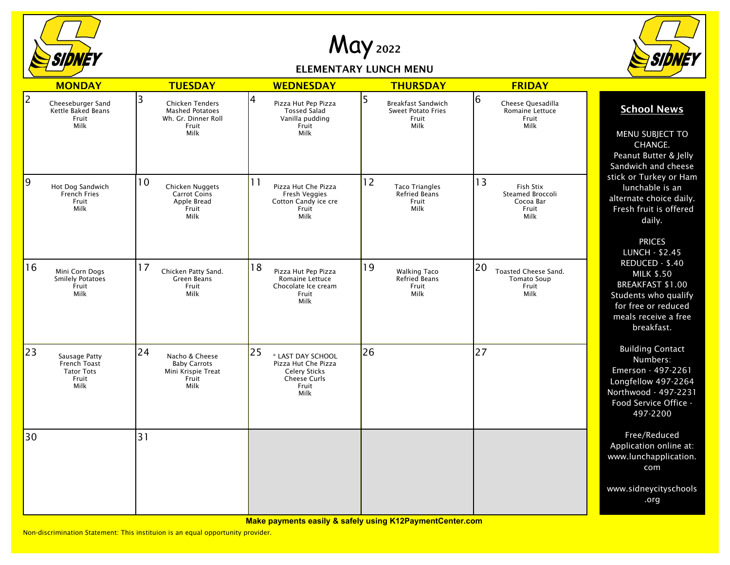# May 2022

## ELEMENTARY LUNCH MENU

| MONDAY | TUESDAY | WEDNESDAY | THURSDAY | FRIDAY |
|---|---|---|---|---|
| **2** Cheeseburger Sand, Kettle Baked Beans, Fruit, Milk | **3** Chicken Tenders, Mashed Potatoes, Wh. Gr. Dinner Roll, Fruit, Milk | **4** Pizza Hut Pep Pizza, Tossed Salad, Vanilla pudding, Fruit, Milk | **5** Breakfast Sandwich, Sweet Potato Fries, Fruit, Milk | **6** Cheese Quesadilla, Romaine Lettuce, Fruit, Milk |
| **9** Hot Dog Sandwich, French Fries, Fruit, Milk | **10** Chicken Nuggets, Carrot Coins, Apple Bread, Fruit, Milk | **11** Pizza Hut Che Pizza, Fresh Veggies, Cotton Candy ice cre, Fruit, Milk | **12** Taco Triangles, Refried Beans, Fruit, Milk | **13** Fish Stix, Steamed Broccoli, Cocoa Bar, Fruit, Milk |
| **16** Mini Corn Dogs, Smilely Potatoes, Fruit, Milk | **17** Chicken Patty Sand., Green Beans, Fruit, Milk | **18** Pizza Hut Pep Pizza, Romaine Lettuce, Chocolate Ice cream, Fruit, Milk | **19** Walking Taco, Refried Beans, Fruit, Milk | **20** Toasted Cheese Sand., Tomato Soup, Fruit, Milk |
| **23** Sausage Patty, French Toast, Tator Tots, Fruit, Milk | **24** Nacho & Cheese, Baby Carrots, Mini Krispie Treat, Fruit, Milk | **25** * LAST DAY SCHOOL, Pizza Hut Che Pizza, Celery Sticks, Cheese Curls, Fruit, Milk | **26** | **27** |
| **30** | **31** | | | |

## School News

MENU SUBJECT TO CHANGE.
Peanut Butter & Jelly Sandwich and cheese stick or Turkey or Ham lunchable is an alternate choice daily. Fresh fruit is offered daily.

PRICES
LUNCH - $2.45
REDUCED - $.40
MILK $.50
BREAKFAST $1.00
Students who qualify for free or reduced meals receive a free breakfast.

Building Contact Numbers:
Emerson - 497-2261
Longfellow 497-2264
Northwood - 497-2231
Food Service Office - 497-2200

Free/Reduced Application online at: www.lunchapplication.com

www.sidneycityschools.org

**Make payments easily & safely using K12PaymentCenter.com**

Non-discrimination Statement: This instituion is an equal opportunity provider.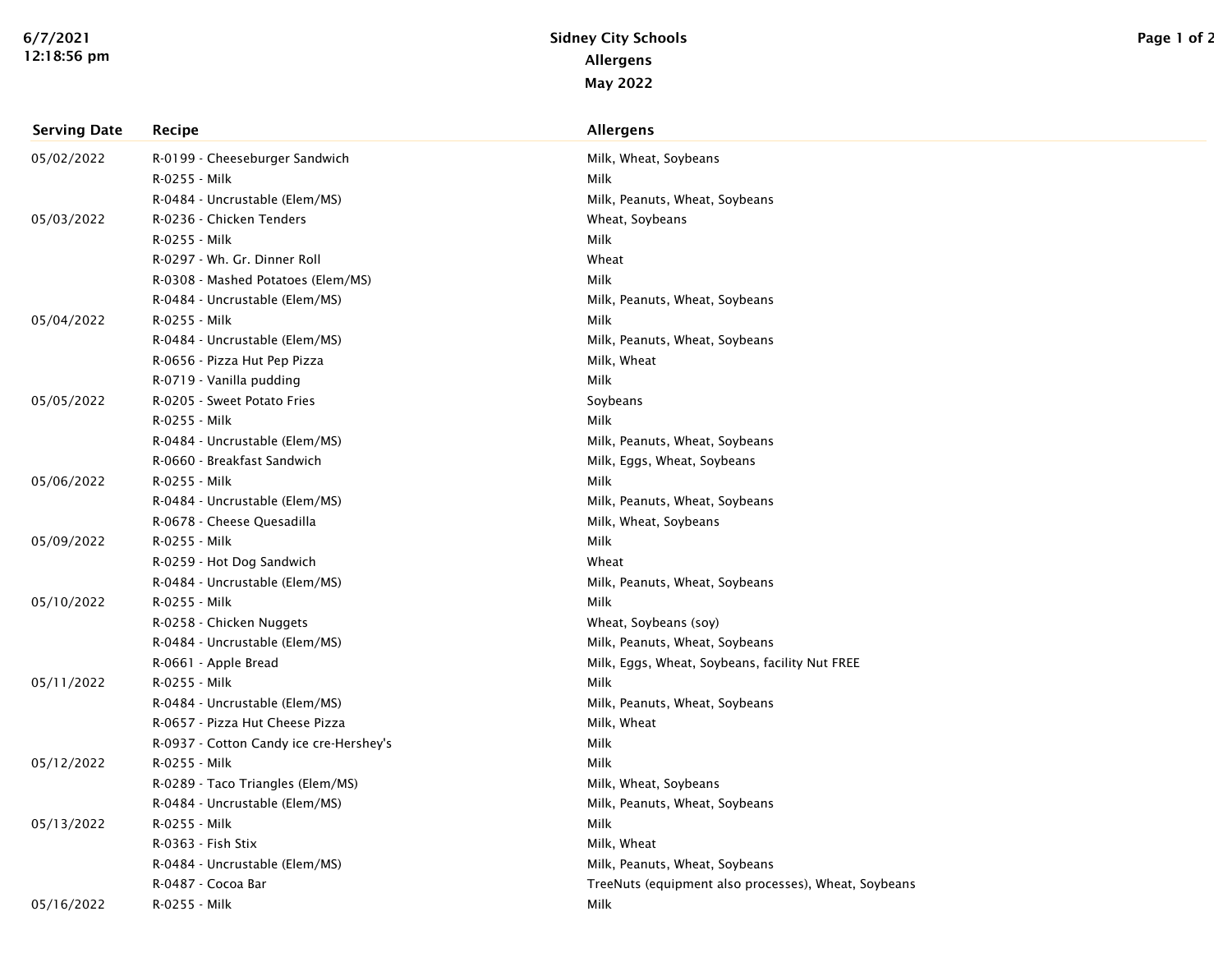# Sidney City Schools

## Allergens

## May 2022

| Serving Date | Recipe | Allergens |
| --- | --- | --- |
| 05/02/2022 | R-0199 - Cheeseburger Sandwich | Milk, Wheat, Soybeans |
| | R-0255 - Milk | Milk |
| | R-0484 - Uncrustable (Elem/MS) | Milk, Peanuts, Wheat, Soybeans |
| 05/03/2022 | R-0236 - Chicken Tenders | Wheat, Soybeans |
| | R-0255 - Milk | Milk |
| | R-0297 - Wh. Gr. Dinner Roll | Wheat |
| | R-0308 - Mashed Potatoes (Elem/MS) | Milk |
| | R-0484 - Uncrustable (Elem/MS) | Milk, Peanuts, Wheat, Soybeans |
| 05/04/2022 | R-0255 - Milk | Milk |
| | R-0484 - Uncrustable (Elem/MS) | Milk, Peanuts, Wheat, Soybeans |
| | R-0656 - Pizza Hut Pep Pizza | Milk, Wheat |
| | R-0719 - Vanilla pudding | Milk |
| 05/05/2022 | R-0205 - Sweet Potato Fries | Soybeans |
| | R-0255 - Milk | Milk |
| | R-0484 - Uncrustable (Elem/MS) | Milk, Peanuts, Wheat, Soybeans |
| | R-0660 - Breakfast Sandwich | Milk, Eggs, Wheat, Soybeans |
| 05/06/2022 | R-0255 - Milk | Milk |
| | R-0484 - Uncrustable (Elem/MS) | Milk, Peanuts, Wheat, Soybeans |
| | R-0678 - Cheese Quesadilla | Milk, Wheat, Soybeans |
| 05/09/2022 | R-0255 - Milk | Milk |
| | R-0259 - Hot Dog Sandwich | Wheat |
| | R-0484 - Uncrustable (Elem/MS) | Milk, Peanuts, Wheat, Soybeans |
| 05/10/2022 | R-0255 - Milk | Milk |
| | R-0258 - Chicken Nuggets | Wheat, Soybeans (soy) |
| | R-0484 - Uncrustable (Elem/MS) | Milk, Peanuts, Wheat, Soybeans |
| | R-0661 - Apple Bread | Milk, Eggs, Wheat, Soybeans, facility Nut FREE |
| 05/11/2022 | R-0255 - Milk | Milk |
| | R-0484 - Uncrustable (Elem/MS) | Milk, Peanuts, Wheat, Soybeans |
| | R-0657 - Pizza Hut Cheese Pizza | Milk, Wheat |
| | R-0937 - Cotton Candy ice cre-Hershey's | Milk |
| 05/12/2022 | R-0255 - Milk | Milk |
| | R-0289 - Taco Triangles (Elem/MS) | Milk, Wheat, Soybeans |
| | R-0484 - Uncrustable (Elem/MS) | Milk, Peanuts, Wheat, Soybeans |
| 05/13/2022 | R-0255 - Milk | Milk |
| | R-0363 - Fish Stix | Milk, Wheat |
| | R-0484 - Uncrustable (Elem/MS) | Milk, Peanuts, Wheat, Soybeans |
| | R-0487 - Cocoa Bar | TreeNuts (equipment also processes), Wheat, Soybeans |
| 05/16/2022 | R-0255 - Milk | Milk |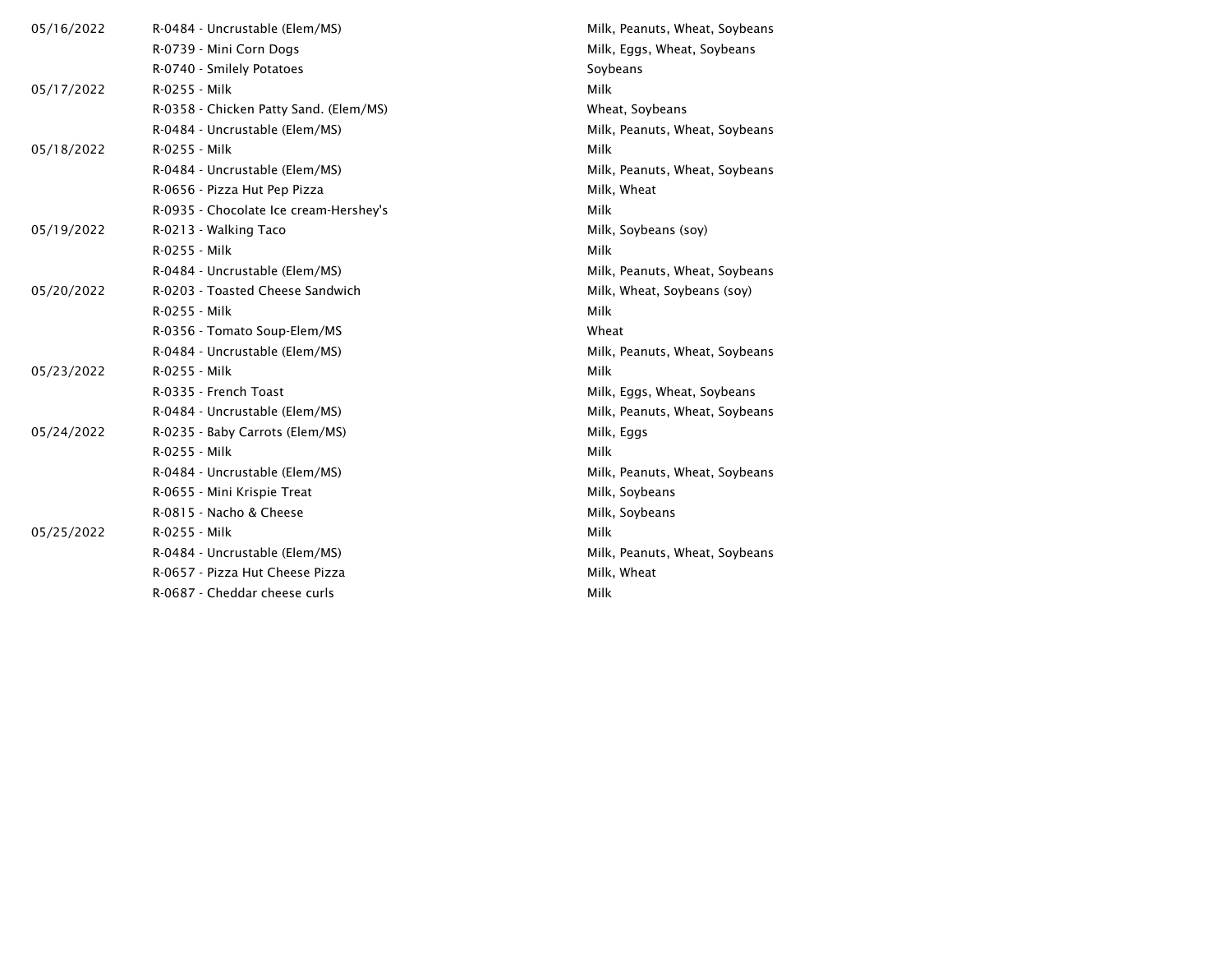| | | |
|---|---|---|
| 05/16/2022 | R-0484 - Uncrustable (Elem/MS) | Milk, Peanuts, Wheat, Soybeans |
| | R-0739 - Mini Corn Dogs | Milk, Eggs, Wheat, Soybeans |
| | R-0740 - Smilely Potatoes | Soybeans |
| 05/17/2022 | R-0255 - Milk | Milk |
| | R-0358 - Chicken Patty Sand. (Elem/MS) | Wheat, Soybeans |
| | R-0484 - Uncrustable (Elem/MS) | Milk, Peanuts, Wheat, Soybeans |
| 05/18/2022 | R-0255 - Milk | Milk |
| | R-0484 - Uncrustable (Elem/MS) | Milk, Peanuts, Wheat, Soybeans |
| | R-0656 - Pizza Hut Pep Pizza | Milk, Wheat |
| | R-0935 - Chocolate Ice cream-Hershey's | Milk |
| 05/19/2022 | R-0213 - Walking Taco | Milk, Soybeans (soy) |
| | R-0255 - Milk | Milk |
| | R-0484 - Uncrustable (Elem/MS) | Milk, Peanuts, Wheat, Soybeans |
| 05/20/2022 | R-0203 - Toasted Cheese Sandwich | Milk, Wheat, Soybeans (soy) |
| | R-0255 - Milk | Milk |
| | R-0356 - Tomato Soup-Elem/MS | Wheat |
| | R-0484 - Uncrustable (Elem/MS) | Milk, Peanuts, Wheat, Soybeans |
| 05/23/2022 | R-0255 - Milk | Milk |
| | R-0335 - French Toast | Milk, Eggs, Wheat, Soybeans |
| | R-0484 - Uncrustable (Elem/MS) | Milk, Peanuts, Wheat, Soybeans |
| 05/24/2022 | R-0235 - Baby Carrots (Elem/MS) | Milk, Eggs |
| | R-0255 - Milk | Milk |
| | R-0484 - Uncrustable (Elem/MS) | Milk, Peanuts, Wheat, Soybeans |
| | R-0655 - Mini Krispie Treat | Milk, Soybeans |
| | R-0815 - Nacho & Cheese | Milk, Soybeans |
| 05/25/2022 | R-0255 - Milk | Milk |
| | R-0484 - Uncrustable (Elem/MS) | Milk, Peanuts, Wheat, Soybeans |
| | R-0657 - Pizza Hut Cheese Pizza | Milk, Wheat |
| | R-0687 - Cheddar cheese curls | Milk |